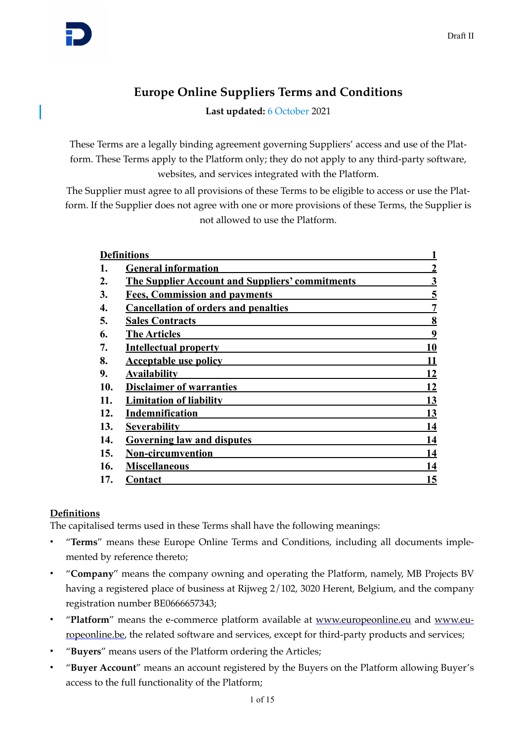Draft II

# Europe Online Suppliers Terms and Conditions

**Last updated:** 6 October 2021

These Terms are a legally binding agreement governing Suppliers' access and use of the Platform. These Terms apply to the Platform only; they do not apply to any third-party software, websites, and services integrated with the Platform.

The Supplier must agree to all provisions of these Terms to be eligible to access or use the Platform. If the Supplier does not agree with one or more provisions of these Terms, the Supplier is not allowed to use the Platform.

| | | |
|---|---|---|
| **Definitions** | | **1** |
| **1.** | **General information** | **2** |
| **2.** | **The Supplier Account and Suppliers' commitments** | **3** |
| **3.** | **Fees, Commission and payments** | **5** |
| **4.** | **Cancellation of orders and penalties** | **7** |
| **5.** | **Sales Contracts** | **8** |
| **6.** | **The Articles** | **9** |
| **7.** | **Intellectual property** | **10** |
| **8.** | **Acceptable use policy** | **11** |
| **9.** | **Availability** | **12** |
| **10.** | **Disclaimer of warranties** | **12** |
| **11.** | **Limitation of liability** | **13** |
| **12.** | **Indemnification** | **13** |
| **13.** | **Severability** | **14** |
| **14.** | **Governing law and disputes** | **14** |
| **15.** | **Non-circumvention** | **14** |
| **16.** | **Miscellaneous** | **14** |
| **17.** | **Contact** | **15** |

## Definitions

The capitalised terms used in these Terms shall have the following meanings:

- "**Terms**" means these Europe Online Terms and Conditions, including all documents implemented by reference thereto;
- "**Company**" means the company owning and operating the Platform, namely, MB Projects BV having a registered place of business at Rijweg 2/102, 3020 Herent, Belgium, and the company registration number BE0666657343;
- "**Platform**" means the e-commerce platform available at www.europeonline.eu and www.europeonline.be, the related software and services, except for third-party products and services;
- "**Buyers**" means users of the Platform ordering the Articles;
- "**Buyer Account**" means an account registered by the Buyers on the Platform allowing Buyer's access to the full functionality of the Platform;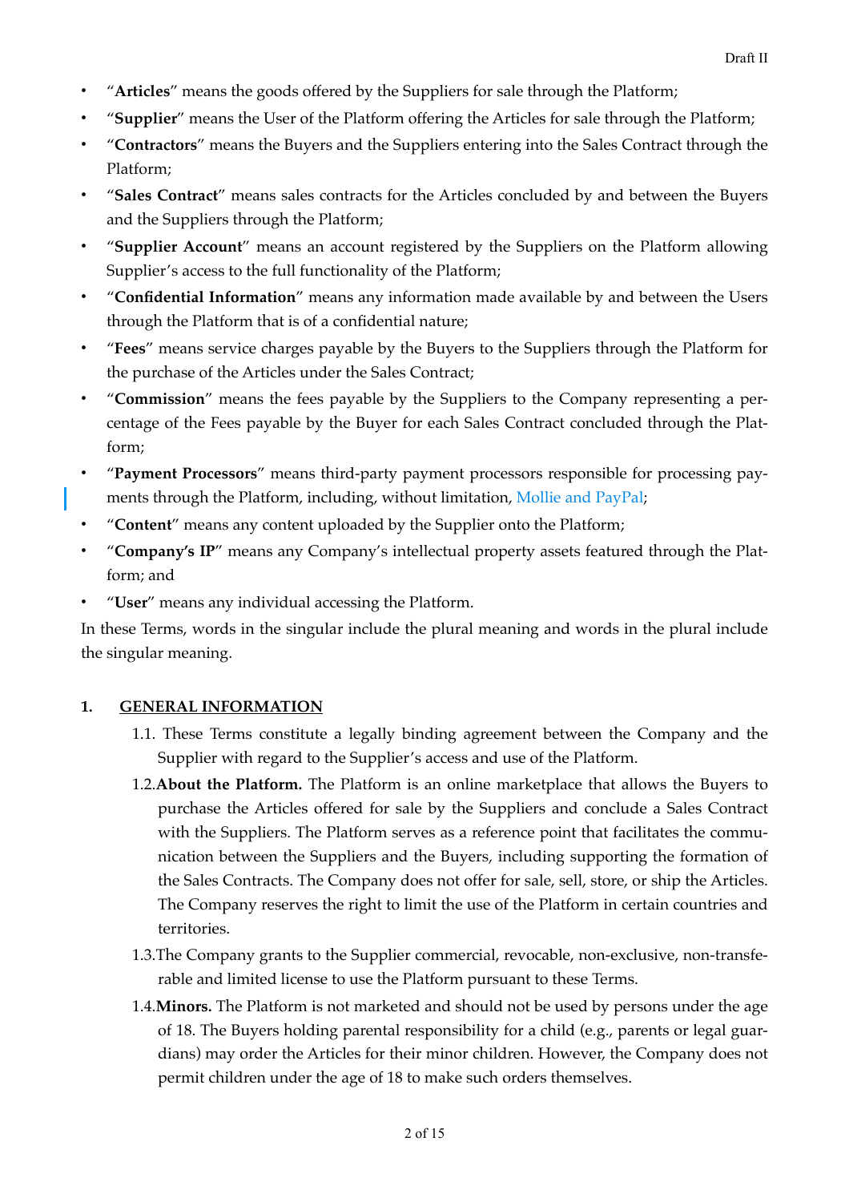- "**Articles**" means the goods offered by the Suppliers for sale through the Platform;
- "**Supplier**" means the User of the Platform offering the Articles for sale through the Platform;
- "**Contractors**" means the Buyers and the Suppliers entering into the Sales Contract through the Platform;
- "**Sales Contract**" means sales contracts for the Articles concluded by and between the Buyers and the Suppliers through the Platform;
- "**Supplier Account**" means an account registered by the Suppliers on the Platform allowing Supplier's access to the full functionality of the Platform;
- "**Confidential Information**" means any information made available by and between the Users through the Platform that is of a confidential nature;
- "**Fees**" means service charges payable by the Buyers to the Suppliers through the Platform for the purchase of the Articles under the Sales Contract;
- "**Commission**" means the fees payable by the Suppliers to the Company representing a percentage of the Fees payable by the Buyer for each Sales Contract concluded through the Platform;
- "**Payment Processors**" means third-party payment processors responsible for processing payments through the Platform, including, without limitation, Mollie and PayPal;
- "**Content**" means any content uploaded by the Supplier onto the Platform;
- "**Company's IP**" means any Company's intellectual property assets featured through the Platform; and
- "**User**" means any individual accessing the Platform.

In these Terms, words in the singular include the plural meaning and words in the plural include the singular meaning.

## 1. GENERAL INFORMATION

1.1. These Terms constitute a legally binding agreement between the Company and the Supplier with regard to the Supplier's access and use of the Platform.

1.2. **About the Platform.** The Platform is an online marketplace that allows the Buyers to purchase the Articles offered for sale by the Suppliers and conclude a Sales Contract with the Suppliers. The Platform serves as a reference point that facilitates the communication between the Suppliers and the Buyers, including supporting the formation of the Sales Contracts. The Company does not offer for sale, sell, store, or ship the Articles. The Company reserves the right to limit the use of the Platform in certain countries and territories.

1.3. The Company grants to the Supplier commercial, revocable, non-exclusive, non-transferable and limited license to use the Platform pursuant to these Terms.

1.4. **Minors.** The Platform is not marketed and should not be used by persons under the age of 18. The Buyers holding parental responsibility for a child (e.g., parents or legal guardians) may order the Articles for their minor children. However, the Company does not permit children under the age of 18 to make such orders themselves.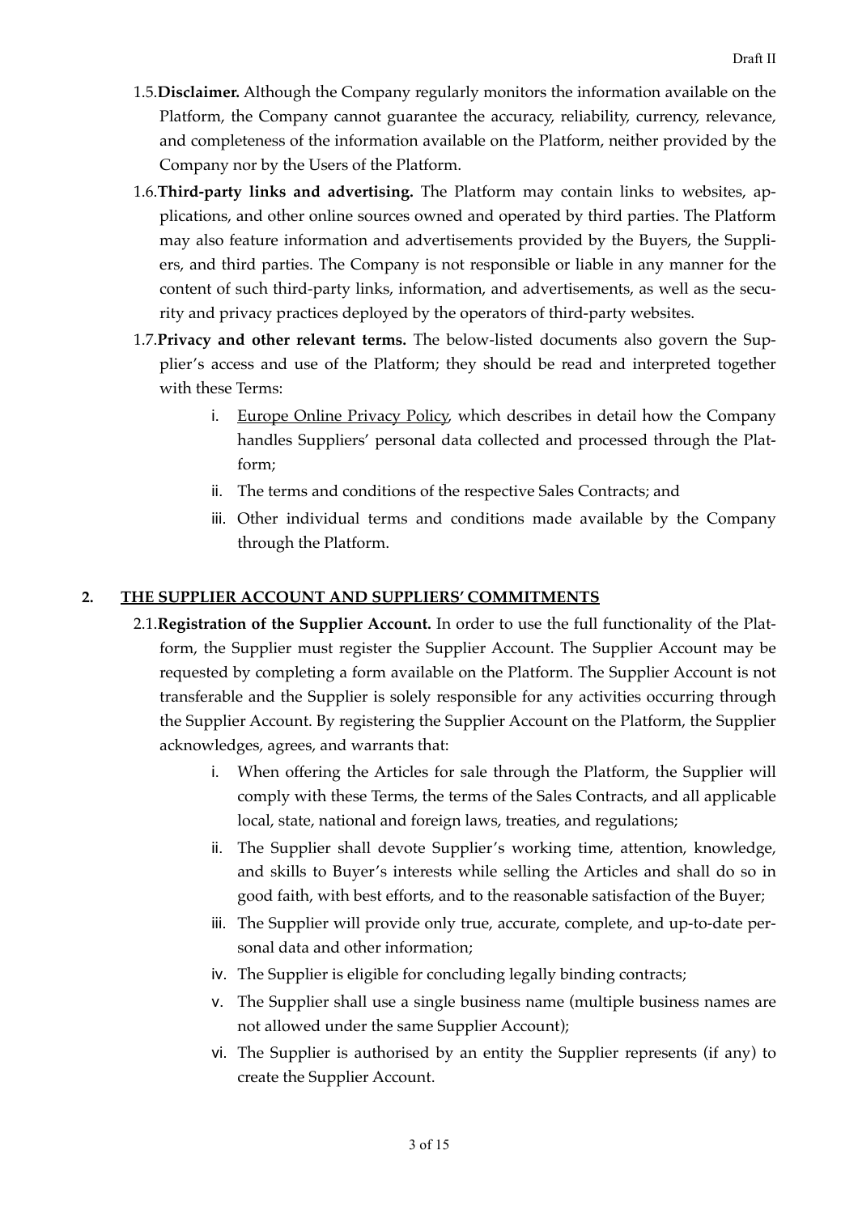1.5. **Disclaimer.** Although the Company regularly monitors the information available on the Platform, the Company cannot guarantee the accuracy, reliability, currency, relevance, and completeness of the information available on the Platform, neither provided by the Company nor by the Users of the Platform.

1.6. **Third-party links and advertising.** The Platform may contain links to websites, applications, and other online sources owned and operated by third parties. The Platform may also feature information and advertisements provided by the Buyers, the Suppliers, and third parties. The Company is not responsible or liable in any manner for the content of such third-party links, information, and advertisements, as well as the security and privacy practices deployed by the operators of third-party websites.

1.7. **Privacy and other relevant terms.** The below-listed documents also govern the Supplier's access and use of the Platform; they should be read and interpreted together with these Terms:

   i. Europe Online Privacy Policy, which describes in detail how the Company handles Suppliers' personal data collected and processed through the Platform;

   ii. The terms and conditions of the respective Sales Contracts; and

   iii. Other individual terms and conditions made available by the Company through the Platform.

## 2. THE SUPPLIER ACCOUNT AND SUPPLIERS' COMMITMENTS

2.1. **Registration of the Supplier Account.** In order to use the full functionality of the Platform, the Supplier must register the Supplier Account. The Supplier Account may be requested by completing a form available on the Platform. The Supplier Account is not transferable and the Supplier is solely responsible for any activities occurring through the Supplier Account. By registering the Supplier Account on the Platform, the Supplier acknowledges, agrees, and warrants that:

   i. When offering the Articles for sale through the Platform, the Supplier will comply with these Terms, the terms of the Sales Contracts, and all applicable local, state, national and foreign laws, treaties, and regulations;

   ii. The Supplier shall devote Supplier's working time, attention, knowledge, and skills to Buyer's interests while selling the Articles and shall do so in good faith, with best efforts, and to the reasonable satisfaction of the Buyer;

   iii. The Supplier will provide only true, accurate, complete, and up-to-date personal data and other information;

   iv. The Supplier is eligible for concluding legally binding contracts;

   v. The Supplier shall use a single business name (multiple business names are not allowed under the same Supplier Account);

   vi. The Supplier is authorised by an entity the Supplier represents (if any) to create the Supplier Account.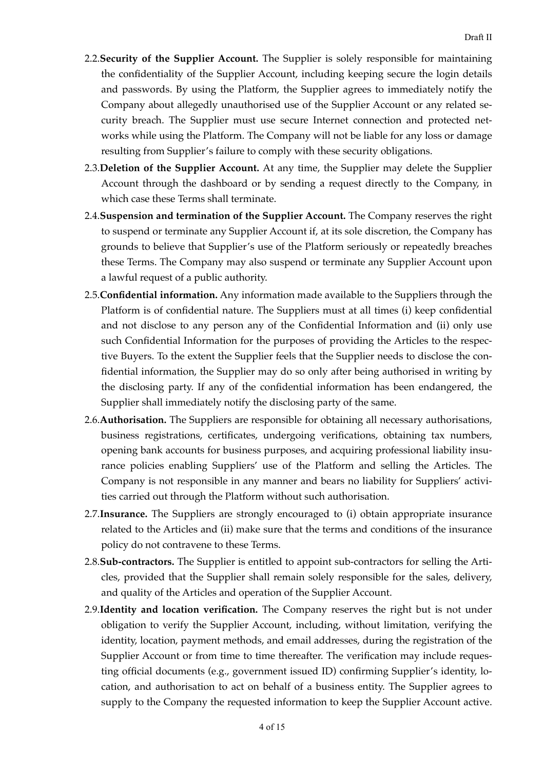2.2. **Security of the Supplier Account.** The Supplier is solely responsible for maintaining the confidentiality of the Supplier Account, including keeping secure the login details and passwords. By using the Platform, the Supplier agrees to immediately notify the Company about allegedly unauthorised use of the Supplier Account or any related security breach. The Supplier must use secure Internet connection and protected networks while using the Platform. The Company will not be liable for any loss or damage resulting from Supplier's failure to comply with these security obligations.

2.3. **Deletion of the Supplier Account.** At any time, the Supplier may delete the Supplier Account through the dashboard or by sending a request directly to the Company, in which case these Terms shall terminate.

2.4. **Suspension and termination of the Supplier Account.** The Company reserves the right to suspend or terminate any Supplier Account if, at its sole discretion, the Company has grounds to believe that Supplier's use of the Platform seriously or repeatedly breaches these Terms. The Company may also suspend or terminate any Supplier Account upon a lawful request of a public authority.

2.5. **Confidential information.** Any information made available to the Suppliers through the Platform is of confidential nature. The Suppliers must at all times (i) keep confidential and not disclose to any person any of the Confidential Information and (ii) only use such Confidential Information for the purposes of providing the Articles to the respective Buyers. To the extent the Supplier feels that the Supplier needs to disclose the confidential information, the Supplier may do so only after being authorised in writing by the disclosing party. If any of the confidential information has been endangered, the Supplier shall immediately notify the disclosing party of the same.

2.6. **Authorisation.** The Suppliers are responsible for obtaining all necessary authorisations, business registrations, certificates, undergoing verifications, obtaining tax numbers, opening bank accounts for business purposes, and acquiring professional liability insurance policies enabling Suppliers' use of the Platform and selling the Articles. The Company is not responsible in any manner and bears no liability for Suppliers' activities carried out through the Platform without such authorisation.

2.7. **Insurance.** The Suppliers are strongly encouraged to (i) obtain appropriate insurance related to the Articles and (ii) make sure that the terms and conditions of the insurance policy do not contravene to these Terms.

2.8. **Sub-contractors.** The Supplier is entitled to appoint sub-contractors for selling the Articles, provided that the Supplier shall remain solely responsible for the sales, delivery, and quality of the Articles and operation of the Supplier Account.

2.9. **Identity and location verification.** The Company reserves the right but is not under obligation to verify the Supplier Account, including, without limitation, verifying the identity, location, payment methods, and email addresses, during the registration of the Supplier Account or from time to time thereafter. The verification may include requesting official documents (e.g., government issued ID) confirming Supplier's identity, location, and authorisation to act on behalf of a business entity. The Supplier agrees to supply to the Company the requested information to keep the Supplier Account active.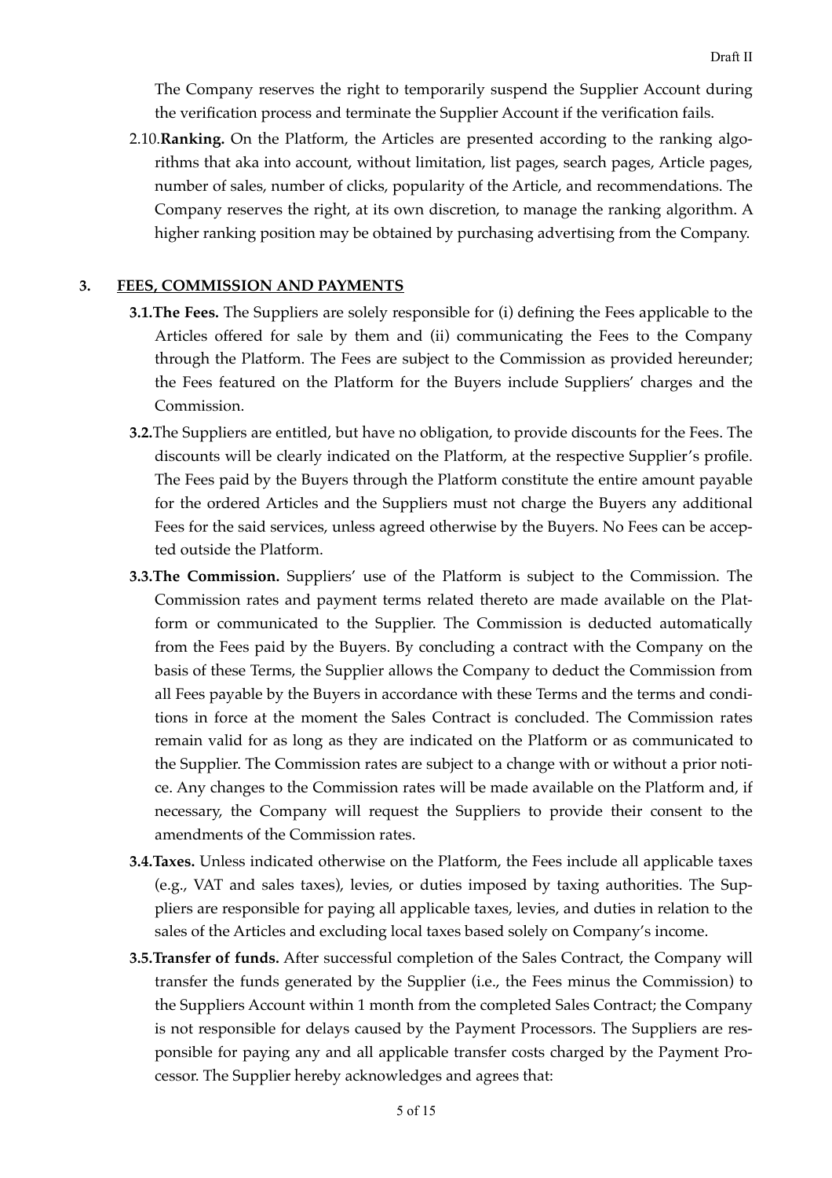The Company reserves the right to temporarily suspend the Supplier Account during the verification process and terminate the Supplier Account if the verification fails.

2.10. **Ranking.** On the Platform, the Articles are presented according to the ranking algorithms that aka into account, without limitation, list pages, search pages, Article pages, number of sales, number of clicks, popularity of the Article, and recommendations. The Company reserves the right, at its own discretion, to manage the ranking algorithm. A higher ranking position may be obtained by purchasing advertising from the Company.

## 3. FEES, COMMISSION AND PAYMENTS

**3.1. The Fees.** The Suppliers are solely responsible for (i) defining the Fees applicable to the Articles offered for sale by them and (ii) communicating the Fees to the Company through the Platform. The Fees are subject to the Commission as provided hereunder; the Fees featured on the Platform for the Buyers include Suppliers' charges and the Commission.

**3.2.** The Suppliers are entitled, but have no obligation, to provide discounts for the Fees. The discounts will be clearly indicated on the Platform, at the respective Supplier's profile. The Fees paid by the Buyers through the Platform constitute the entire amount payable for the ordered Articles and the Suppliers must not charge the Buyers any additional Fees for the said services, unless agreed otherwise by the Buyers. No Fees can be accepted outside the Platform.

**3.3. The Commission.** Suppliers' use of the Platform is subject to the Commission. The Commission rates and payment terms related thereto are made available on the Platform or communicated to the Supplier. The Commission is deducted automatically from the Fees paid by the Buyers. By concluding a contract with the Company on the basis of these Terms, the Supplier allows the Company to deduct the Commission from all Fees payable by the Buyers in accordance with these Terms and the terms and conditions in force at the moment the Sales Contract is concluded. The Commission rates remain valid for as long as they are indicated on the Platform or as communicated to the Supplier. The Commission rates are subject to a change with or without a prior notice. Any changes to the Commission rates will be made available on the Platform and, if necessary, the Company will request the Suppliers to provide their consent to the amendments of the Commission rates.

**3.4. Taxes.** Unless indicated otherwise on the Platform, the Fees include all applicable taxes (e.g., VAT and sales taxes), levies, or duties imposed by taxing authorities. The Suppliers are responsible for paying all applicable taxes, levies, and duties in relation to the sales of the Articles and excluding local taxes based solely on Company's income.

**3.5. Transfer of funds.** After successful completion of the Sales Contract, the Company will transfer the funds generated by the Supplier (i.e., the Fees minus the Commission) to the Suppliers Account within 1 month from the completed Sales Contract; the Company is not responsible for delays caused by the Payment Processors. The Suppliers are responsible for paying any and all applicable transfer costs charged by the Payment Processor. The Supplier hereby acknowledges and agrees that: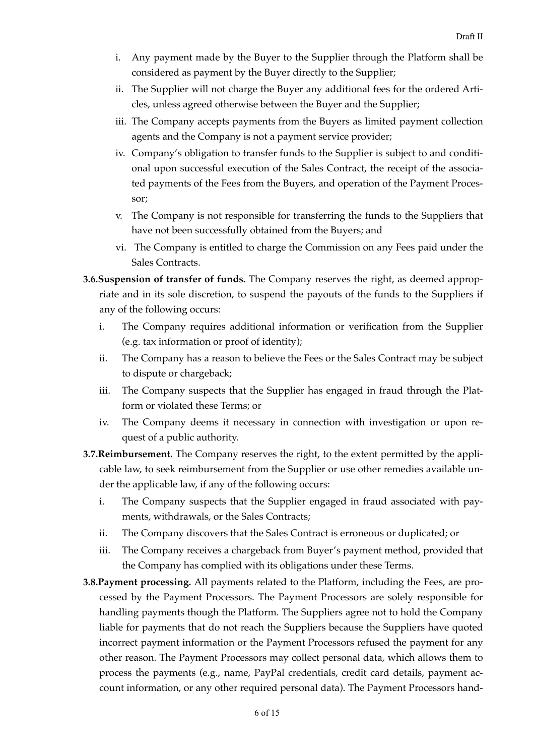i. Any payment made by the Buyer to the Supplier through the Platform shall be considered as payment by the Buyer directly to the Supplier;

ii. The Supplier will not charge the Buyer any additional fees for the ordered Articles, unless agreed otherwise between the Buyer and the Supplier;

iii. The Company accepts payments from the Buyers as limited payment collection agents and the Company is not a payment service provider;

iv. Company's obligation to transfer funds to the Supplier is subject to and conditional upon successful execution of the Sales Contract, the receipt of the associated payments of the Fees from the Buyers, and operation of the Payment Processor;

v. The Company is not responsible for transferring the funds to the Suppliers that have not been successfully obtained from the Buyers; and

vi. The Company is entitled to charge the Commission on any Fees paid under the Sales Contracts.

**3.6. Suspension of transfer of funds.** The Company reserves the right, as deemed appropriate and in its sole discretion, to suspend the payouts of the funds to the Suppliers if any of the following occurs:

i. The Company requires additional information or verification from the Supplier (e.g. tax information or proof of identity);

ii. The Company has a reason to believe the Fees or the Sales Contract may be subject to dispute or chargeback;

iii. The Company suspects that the Supplier has engaged in fraud through the Platform or violated these Terms; or

iv. The Company deems it necessary in connection with investigation or upon request of a public authority.

**3.7. Reimbursement.** The Company reserves the right, to the extent permitted by the applicable law, to seek reimbursement from the Supplier or use other remedies available under the applicable law, if any of the following occurs:

i. The Company suspects that the Supplier engaged in fraud associated with payments, withdrawals, or the Sales Contracts;

ii. The Company discovers that the Sales Contract is erroneous or duplicated; or

iii. The Company receives a chargeback from Buyer's payment method, provided that the Company has complied with its obligations under these Terms.

**3.8. Payment processing.** All payments related to the Platform, including the Fees, are processed by the Payment Processors. The Payment Processors are solely responsible for handling payments though the Platform. The Suppliers agree not to hold the Company liable for payments that do not reach the Suppliers because the Suppliers have quoted incorrect payment information or the Payment Processors refused the payment for any other reason. The Payment Processors may collect personal data, which allows them to process the payments (e.g., name, PayPal credentials, credit card details, payment account information, or any other required personal data). The Payment Processors hand-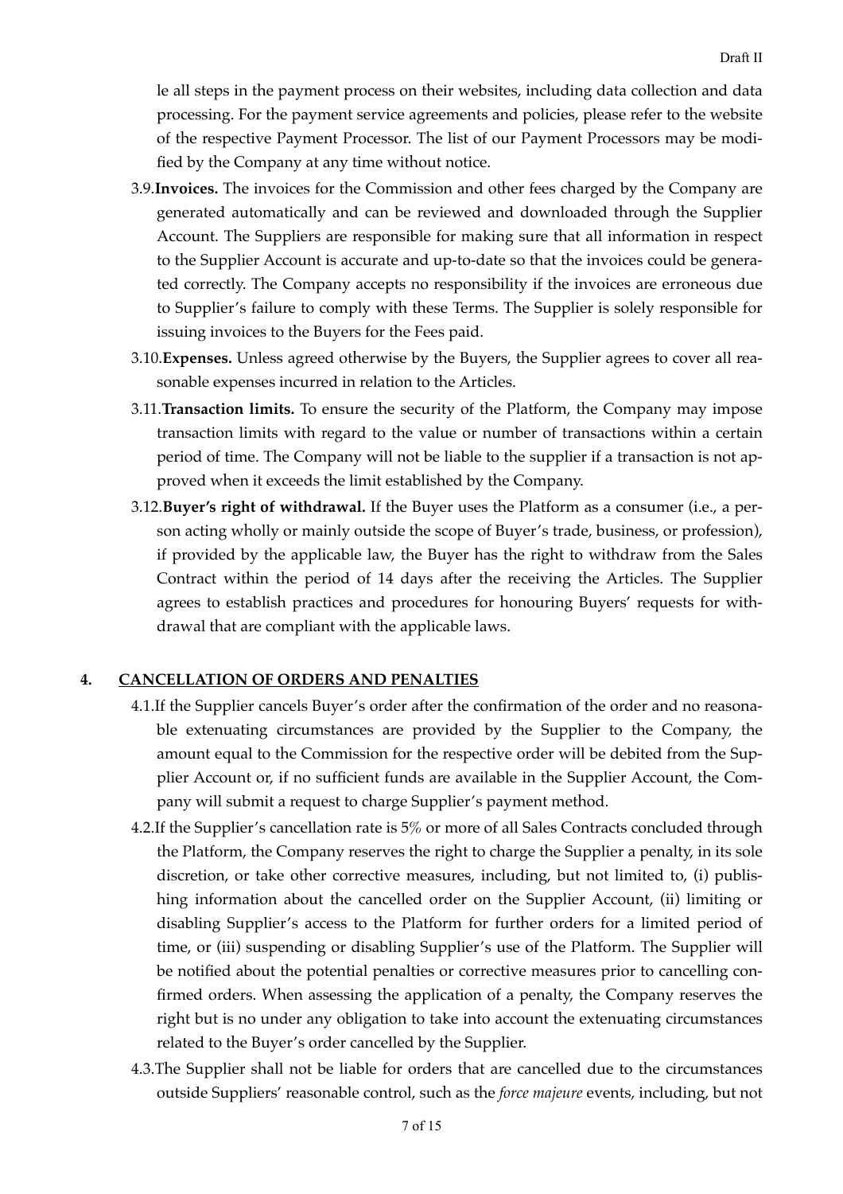le all steps in the payment process on their websites, including data collection and data processing. For the payment service agreements and policies, please refer to the website of the respective Payment Processor. The list of our Payment Processors may be modified by the Company at any time without notice.

3.9. **Invoices.** The invoices for the Commission and other fees charged by the Company are generated automatically and can be reviewed and downloaded through the Supplier Account. The Suppliers are responsible for making sure that all information in respect to the Supplier Account is accurate and up-to-date so that the invoices could be generated correctly. The Company accepts no responsibility if the invoices are erroneous due to Supplier's failure to comply with these Terms. The Supplier is solely responsible for issuing invoices to the Buyers for the Fees paid.

3.10. **Expenses.** Unless agreed otherwise by the Buyers, the Supplier agrees to cover all reasonable expenses incurred in relation to the Articles.

3.11. **Transaction limits.** To ensure the security of the Platform, the Company may impose transaction limits with regard to the value or number of transactions within a certain period of time. The Company will not be liable to the supplier if a transaction is not approved when it exceeds the limit established by the Company.

3.12. **Buyer's right of withdrawal.** If the Buyer uses the Platform as a consumer (i.e., a person acting wholly or mainly outside the scope of Buyer's trade, business, or profession), if provided by the applicable law, the Buyer has the right to withdraw from the Sales Contract within the period of 14 days after the receiving the Articles. The Supplier agrees to establish practices and procedures for honouring Buyers' requests for withdrawal that are compliant with the applicable laws.

## 4. CANCELLATION OF ORDERS AND PENALTIES

4.1. If the Supplier cancels Buyer's order after the confirmation of the order and no reasonable extenuating circumstances are provided by the Supplier to the Company, the amount equal to the Commission for the respective order will be debited from the Supplier Account or, if no sufficient funds are available in the Supplier Account, the Company will submit a request to charge Supplier's payment method.

4.2. If the Supplier's cancellation rate is 5% or more of all Sales Contracts concluded through the Platform, the Company reserves the right to charge the Supplier a penalty, in its sole discretion, or take other corrective measures, including, but not limited to, (i) publishing information about the cancelled order on the Supplier Account, (ii) limiting or disabling Supplier's access to the Platform for further orders for a limited period of time, or (iii) suspending or disabling Supplier's use of the Platform. The Supplier will be notified about the potential penalties or corrective measures prior to cancelling confirmed orders. When assessing the application of a penalty, the Company reserves the right but is no under any obligation to take into account the extenuating circumstances related to the Buyer's order cancelled by the Supplier.

4.3. The Supplier shall not be liable for orders that are cancelled due to the circumstances outside Suppliers' reasonable control, such as the *force majeure* events, including, but not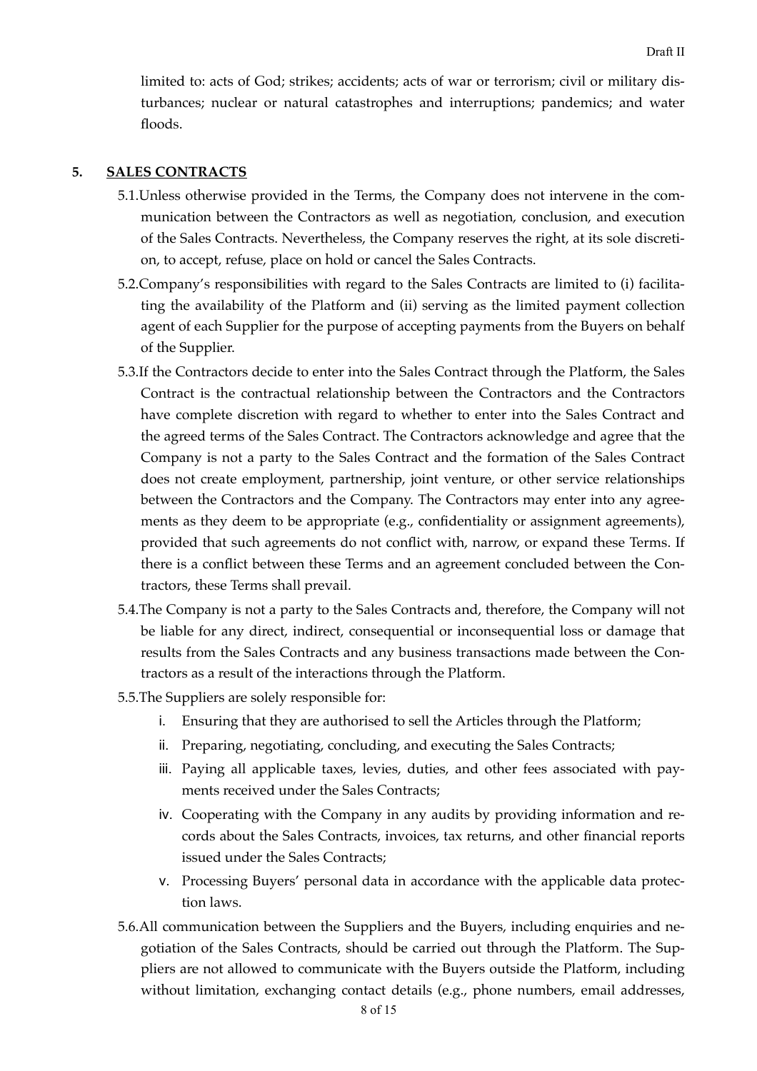limited to: acts of God; strikes; accidents; acts of war or terrorism; civil or military disturbances; nuclear or natural catastrophes and interruptions; pandemics; and water floods.

## 5. SALES CONTRACTS

5.1. Unless otherwise provided in the Terms, the Company does not intervene in the communication between the Contractors as well as negotiation, conclusion, and execution of the Sales Contracts. Nevertheless, the Company reserves the right, at its sole discretion, to accept, refuse, place on hold or cancel the Sales Contracts.

5.2. Company's responsibilities with regard to the Sales Contracts are limited to (i) facilitating the availability of the Platform and (ii) serving as the limited payment collection agent of each Supplier for the purpose of accepting payments from the Buyers on behalf of the Supplier.

5.3. If the Contractors decide to enter into the Sales Contract through the Platform, the Sales Contract is the contractual relationship between the Contractors and the Contractors have complete discretion with regard to whether to enter into the Sales Contract and the agreed terms of the Sales Contract. The Contractors acknowledge and agree that the Company is not a party to the Sales Contract and the formation of the Sales Contract does not create employment, partnership, joint venture, or other service relationships between the Contractors and the Company. The Contractors may enter into any agreements as they deem to be appropriate (e.g., confidentiality or assignment agreements), provided that such agreements do not conflict with, narrow, or expand these Terms. If there is a conflict between these Terms and an agreement concluded between the Contractors, these Terms shall prevail.

5.4. The Company is not a party to the Sales Contracts and, therefore, the Company will not be liable for any direct, indirect, consequential or inconsequential loss or damage that results from the Sales Contracts and any business transactions made between the Contractors as a result of the interactions through the Platform.

5.5. The Suppliers are solely responsible for:

i. Ensuring that they are authorised to sell the Articles through the Platform;
ii. Preparing, negotiating, concluding, and executing the Sales Contracts;
iii. Paying all applicable taxes, levies, duties, and other fees associated with payments received under the Sales Contracts;
iv. Cooperating with the Company in any audits by providing information and records about the Sales Contracts, invoices, tax returns, and other financial reports issued under the Sales Contracts;
v. Processing Buyers' personal data in accordance with the applicable data protection laws.

5.6. All communication between the Suppliers and the Buyers, including enquiries and negotiation of the Sales Contracts, should be carried out through the Platform. The Suppliers are not allowed to communicate with the Buyers outside the Platform, including without limitation, exchanging contact details (e.g., phone numbers, email addresses,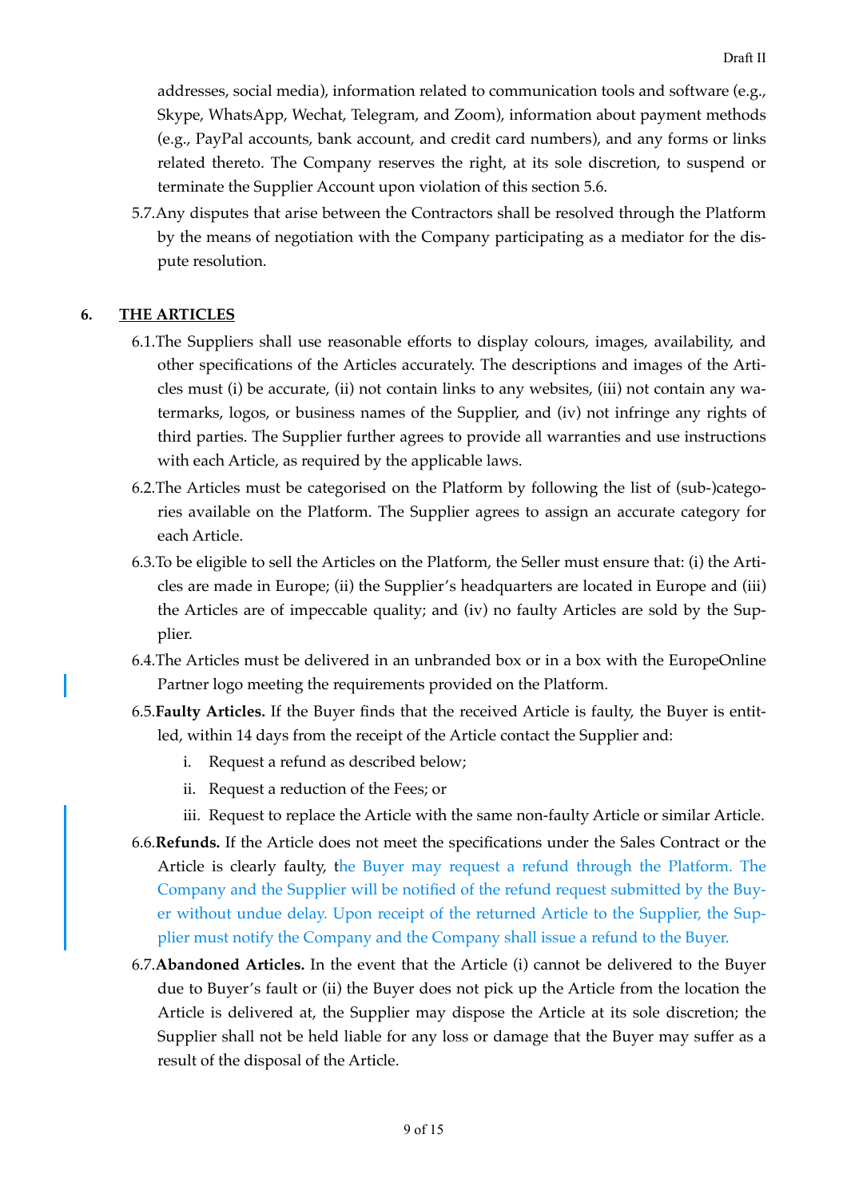addresses, social media), information related to communication tools and software (e.g., Skype, WhatsApp, Wechat, Telegram, and Zoom), information about payment methods (e.g., PayPal accounts, bank account, and credit card numbers), and any forms or links related thereto. The Company reserves the right, at its sole discretion, to suspend or terminate the Supplier Account upon violation of this section 5.6.

5.7. Any disputes that arise between the Contractors shall be resolved through the Platform by the means of negotiation with the Company participating as a mediator for the dispute resolution.

## 6. THE ARTICLES

6.1. The Suppliers shall use reasonable efforts to display colours, images, availability, and other specifications of the Articles accurately. The descriptions and images of the Articles must (i) be accurate, (ii) not contain links to any websites, (iii) not contain any watermarks, logos, or business names of the Supplier, and (iv) not infringe any rights of third parties. The Supplier further agrees to provide all warranties and use instructions with each Article, as required by the applicable laws.

6.2. The Articles must be categorised on the Platform by following the list of (sub-)categories available on the Platform. The Supplier agrees to assign an accurate category for each Article.

6.3. To be eligible to sell the Articles on the Platform, the Seller must ensure that: (i) the Articles are made in Europe; (ii) the Supplier's headquarters are located in Europe and (iii) the Articles are of impeccable quality; and (iv) no faulty Articles are sold by the Supplier.

6.4. The Articles must be delivered in an unbranded box or in a box with the EuropeOnline Partner logo meeting the requirements provided on the Platform.

6.5. **Faulty Articles.** If the Buyer finds that the received Article is faulty, the Buyer is entitled, within 14 days from the receipt of the Article contact the Supplier and:

i. Request a refund as described below;

ii. Request a reduction of the Fees; or

iii. Request to replace the Article with the same non-faulty Article or similar Article.

6.6. **Refunds.** If the Article does not meet the specifications under the Sales Contract or the Article is clearly faulty, the Buyer may request a refund through the Platform. The Company and the Supplier will be notified of the refund request submitted by the Buyer without undue delay. Upon receipt of the returned Article to the Supplier, the Supplier must notify the Company and the Company shall issue a refund to the Buyer.

6.7. **Abandoned Articles.** In the event that the Article (i) cannot be delivered to the Buyer due to Buyer's fault or (ii) the Buyer does not pick up the Article from the location the Article is delivered at, the Supplier may dispose the Article at its sole discretion; the Supplier shall not be held liable for any loss or damage that the Buyer may suffer as a result of the disposal of the Article.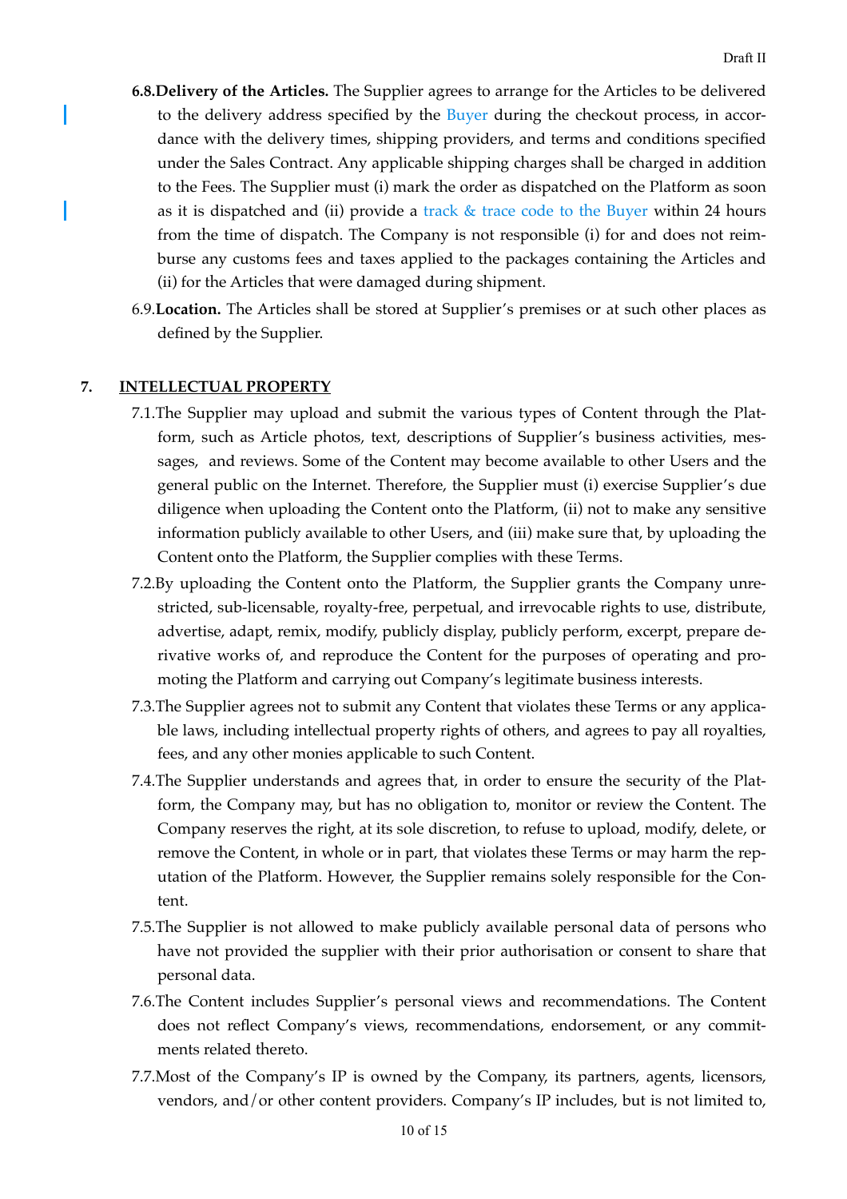6.8.**Delivery of the Articles.** The Supplier agrees to arrange for the Articles to be delivered to the delivery address specified by the Buyer during the checkout process, in accordance with the delivery times, shipping providers, and terms and conditions specified under the Sales Contract. Any applicable shipping charges shall be charged in addition to the Fees. The Supplier must (i) mark the order as dispatched on the Platform as soon as it is dispatched and (ii) provide a track & trace code to the Buyer within 24 hours from the time of dispatch. The Company is not responsible (i) for and does not reimburse any customs fees and taxes applied to the packages containing the Articles and (ii) for the Articles that were damaged during shipment.

6.9.**Location.** The Articles shall be stored at Supplier's premises or at such other places as defined by the Supplier.

## 7. INTELLECTUAL PROPERTY

7.1.The Supplier may upload and submit the various types of Content through the Platform, such as Article photos, text, descriptions of Supplier's business activities, messages, and reviews. Some of the Content may become available to other Users and the general public on the Internet. Therefore, the Supplier must (i) exercise Supplier's due diligence when uploading the Content onto the Platform, (ii) not to make any sensitive information publicly available to other Users, and (iii) make sure that, by uploading the Content onto the Platform, the Supplier complies with these Terms.

7.2.By uploading the Content onto the Platform, the Supplier grants the Company unrestricted, sub-licensable, royalty-free, perpetual, and irrevocable rights to use, distribute, advertise, adapt, remix, modify, publicly display, publicly perform, excerpt, prepare derivative works of, and reproduce the Content for the purposes of operating and promoting the Platform and carrying out Company's legitimate business interests.

7.3.The Supplier agrees not to submit any Content that violates these Terms or any applicable laws, including intellectual property rights of others, and agrees to pay all royalties, fees, and any other monies applicable to such Content.

7.4.The Supplier understands and agrees that, in order to ensure the security of the Platform, the Company may, but has no obligation to, monitor or review the Content. The Company reserves the right, at its sole discretion, to refuse to upload, modify, delete, or remove the Content, in whole or in part, that violates these Terms or may harm the reputation of the Platform. However, the Supplier remains solely responsible for the Content.

7.5.The Supplier is not allowed to make publicly available personal data of persons who have not provided the supplier with their prior authorisation or consent to share that personal data.

7.6.The Content includes Supplier's personal views and recommendations. The Content does not reflect Company's views, recommendations, endorsement, or any commitments related thereto.

7.7.Most of the Company's IP is owned by the Company, its partners, agents, licensors, vendors, and/or other content providers. Company's IP includes, but is not limited to,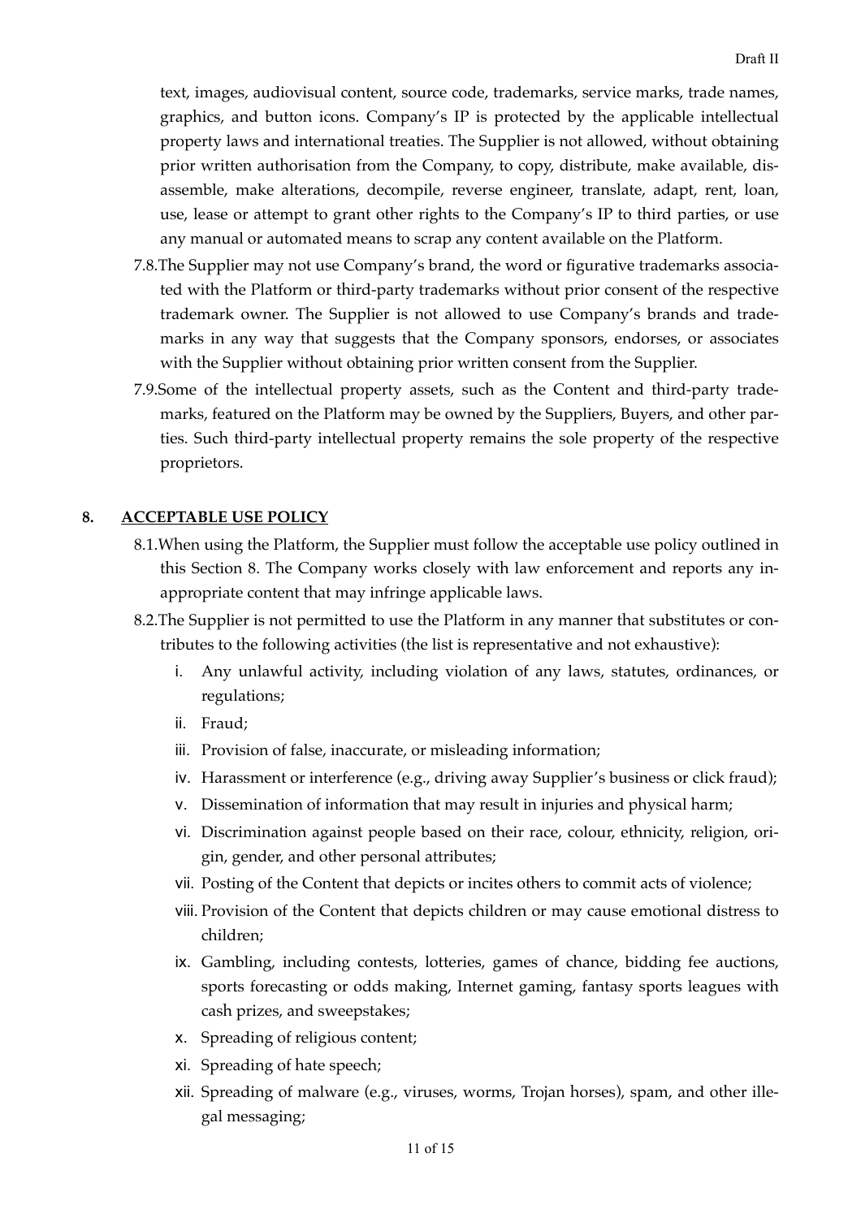text, images, audiovisual content, source code, trademarks, service marks, trade names, graphics, and button icons. Company's IP is protected by the applicable intellectual property laws and international treaties. The Supplier is not allowed, without obtaining prior written authorisation from the Company, to copy, distribute, make available, disassemble, make alterations, decompile, reverse engineer, translate, adapt, rent, loan, use, lease or attempt to grant other rights to the Company's IP to third parties, or use any manual or automated means to scrap any content available on the Platform.

7.8. The Supplier may not use Company's brand, the word or figurative trademarks associated with the Platform or third-party trademarks without prior consent of the respective trademark owner. The Supplier is not allowed to use Company's brands and trademarks in any way that suggests that the Company sponsors, endorses, or associates with the Supplier without obtaining prior written consent from the Supplier.

7.9. Some of the intellectual property assets, such as the Content and third-party trademarks, featured on the Platform may be owned by the Suppliers, Buyers, and other parties. Such third-party intellectual property remains the sole property of the respective proprietors.

## 8. ACCEPTABLE USE POLICY

8.1. When using the Platform, the Supplier must follow the acceptable use policy outlined in this Section 8. The Company works closely with law enforcement and reports any inappropriate content that may infringe applicable laws.

8.2. The Supplier is not permitted to use the Platform in any manner that substitutes or contributes to the following activities (the list is representative and not exhaustive):

i. Any unlawful activity, including violation of any laws, statutes, ordinances, or regulations;

ii. Fraud;

iii. Provision of false, inaccurate, or misleading information;

iv. Harassment or interference (e.g., driving away Supplier's business or click fraud);

v. Dissemination of information that may result in injuries and physical harm;

vi. Discrimination against people based on their race, colour, ethnicity, religion, origin, gender, and other personal attributes;

vii. Posting of the Content that depicts or incites others to commit acts of violence;

viii. Provision of the Content that depicts children or may cause emotional distress to children;

ix. Gambling, including contests, lotteries, games of chance, bidding fee auctions, sports forecasting or odds making, Internet gaming, fantasy sports leagues with cash prizes, and sweepstakes;

x. Spreading of religious content;

xi. Spreading of hate speech;

xii. Spreading of malware (e.g., viruses, worms, Trojan horses), spam, and other illegal messaging;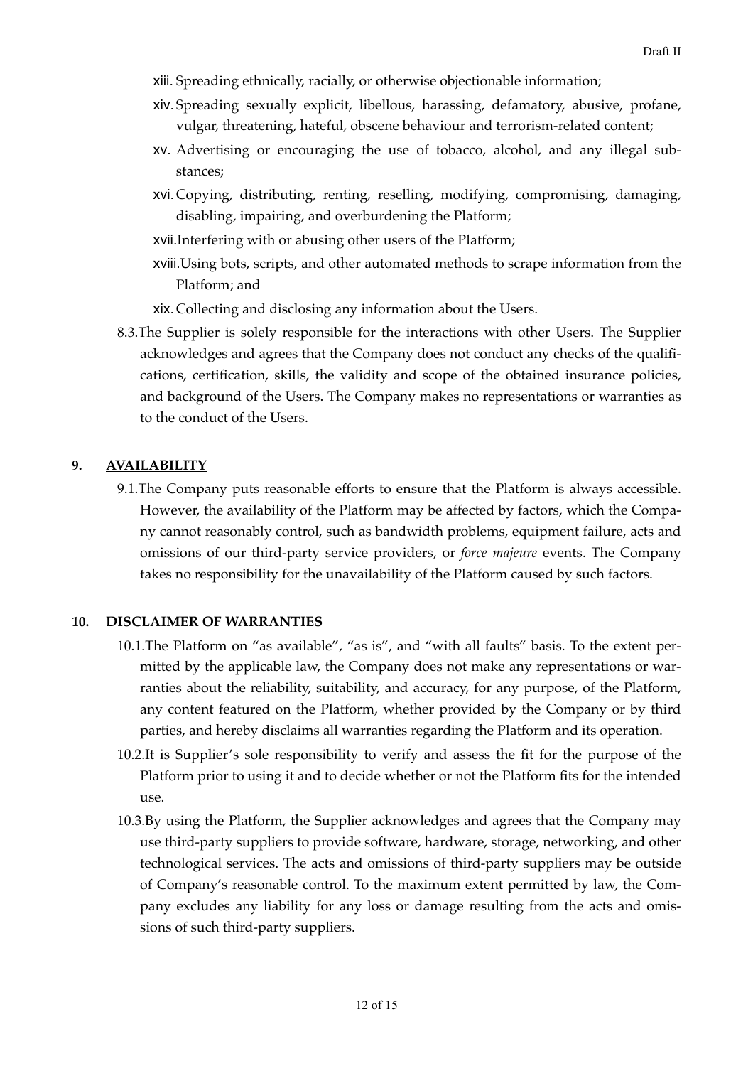xiii. Spreading ethnically, racially, or otherwise objectionable information;

xiv. Spreading sexually explicit, libellous, harassing, defamatory, abusive, profane, vulgar, threatening, hateful, obscene behaviour and terrorism-related content;

xv. Advertising or encouraging the use of tobacco, alcohol, and any illegal substances;

xvi. Copying, distributing, renting, reselling, modifying, compromising, damaging, disabling, impairing, and overburdening the Platform;

xvii. Interfering with or abusing other users of the Platform;

xviii. Using bots, scripts, and other automated methods to scrape information from the Platform; and

xix. Collecting and disclosing any information about the Users.

8.3. The Supplier is solely responsible for the interactions with other Users. The Supplier acknowledges and agrees that the Company does not conduct any checks of the qualifications, certification, skills, the validity and scope of the obtained insurance policies, and background of the Users. The Company makes no representations or warranties as to the conduct of the Users.

## 9. AVAILABILITY

9.1. The Company puts reasonable efforts to ensure that the Platform is always accessible. However, the availability of the Platform may be affected by factors, which the Company cannot reasonably control, such as bandwidth problems, equipment failure, acts and omissions of our third-party service providers, or *force majeure* events. The Company takes no responsibility for the unavailability of the Platform caused by such factors.

## 10. DISCLAIMER OF WARRANTIES

10.1. The Platform on "as available", "as is", and "with all faults" basis. To the extent permitted by the applicable law, the Company does not make any representations or warranties about the reliability, suitability, and accuracy, for any purpose, of the Platform, any content featured on the Platform, whether provided by the Company or by third parties, and hereby disclaims all warranties regarding the Platform and its operation.

10.2. It is Supplier's sole responsibility to verify and assess the fit for the purpose of the Platform prior to using it and to decide whether or not the Platform fits for the intended use.

10.3. By using the Platform, the Supplier acknowledges and agrees that the Company may use third-party suppliers to provide software, hardware, storage, networking, and other technological services. The acts and omissions of third-party suppliers may be outside of Company's reasonable control. To the maximum extent permitted by law, the Company excludes any liability for any loss or damage resulting from the acts and omissions of such third-party suppliers.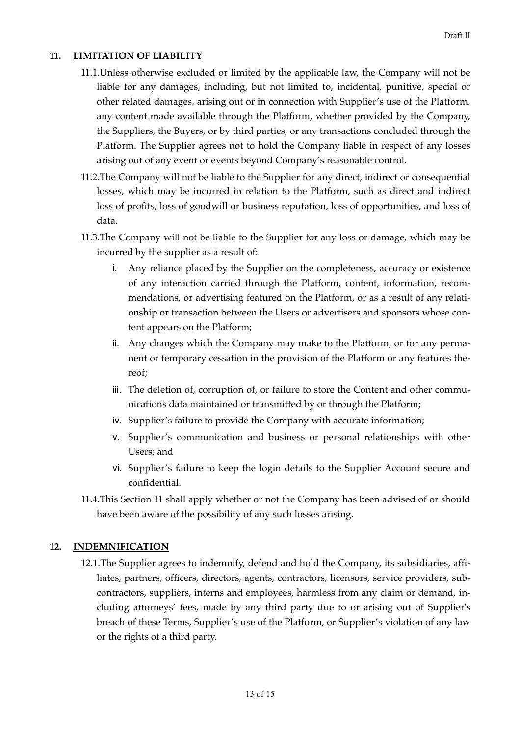## 11. LIMITATION OF LIABILITY

11.1. Unless otherwise excluded or limited by the applicable law, the Company will not be liable for any damages, including, but not limited to, incidental, punitive, special or other related damages, arising out or in connection with Supplier's use of the Platform, any content made available through the Platform, whether provided by the Company, the Suppliers, the Buyers, or by third parties, or any transactions concluded through the Platform. The Supplier agrees not to hold the Company liable in respect of any losses arising out of any event or events beyond Company's reasonable control.

11.2. The Company will not be liable to the Supplier for any direct, indirect or consequential losses, which may be incurred in relation to the Platform, such as direct and indirect loss of profits, loss of goodwill or business reputation, loss of opportunities, and loss of data.

11.3. The Company will not be liable to the Supplier for any loss or damage, which may be incurred by the supplier as a result of:

- i. Any reliance placed by the Supplier on the completeness, accuracy or existence of any interaction carried through the Platform, content, information, recommendations, or advertising featured on the Platform, or as a result of any relationship or transaction between the Users or advertisers and sponsors whose content appears on the Platform;
- ii. Any changes which the Company may make to the Platform, or for any permanent or temporary cessation in the provision of the Platform or any features thereof;
- iii. The deletion of, corruption of, or failure to store the Content and other communications data maintained or transmitted by or through the Platform;
- iv. Supplier's failure to provide the Company with accurate information;
- v. Supplier's communication and business or personal relationships with other Users; and
- vi. Supplier's failure to keep the login details to the Supplier Account secure and confidential.

11.4. This Section 11 shall apply whether or not the Company has been advised of or should have been aware of the possibility of any such losses arising.

## 12. INDEMNIFICATION

12.1. The Supplier agrees to indemnify, defend and hold the Company, its subsidiaries, affiliates, partners, officers, directors, agents, contractors, licensors, service providers, subcontractors, suppliers, interns and employees, harmless from any claim or demand, including attorneys' fees, made by any third party due to or arising out of Supplier's breach of these Terms, Supplier's use of the Platform, or Supplier's violation of any law or the rights of a third party.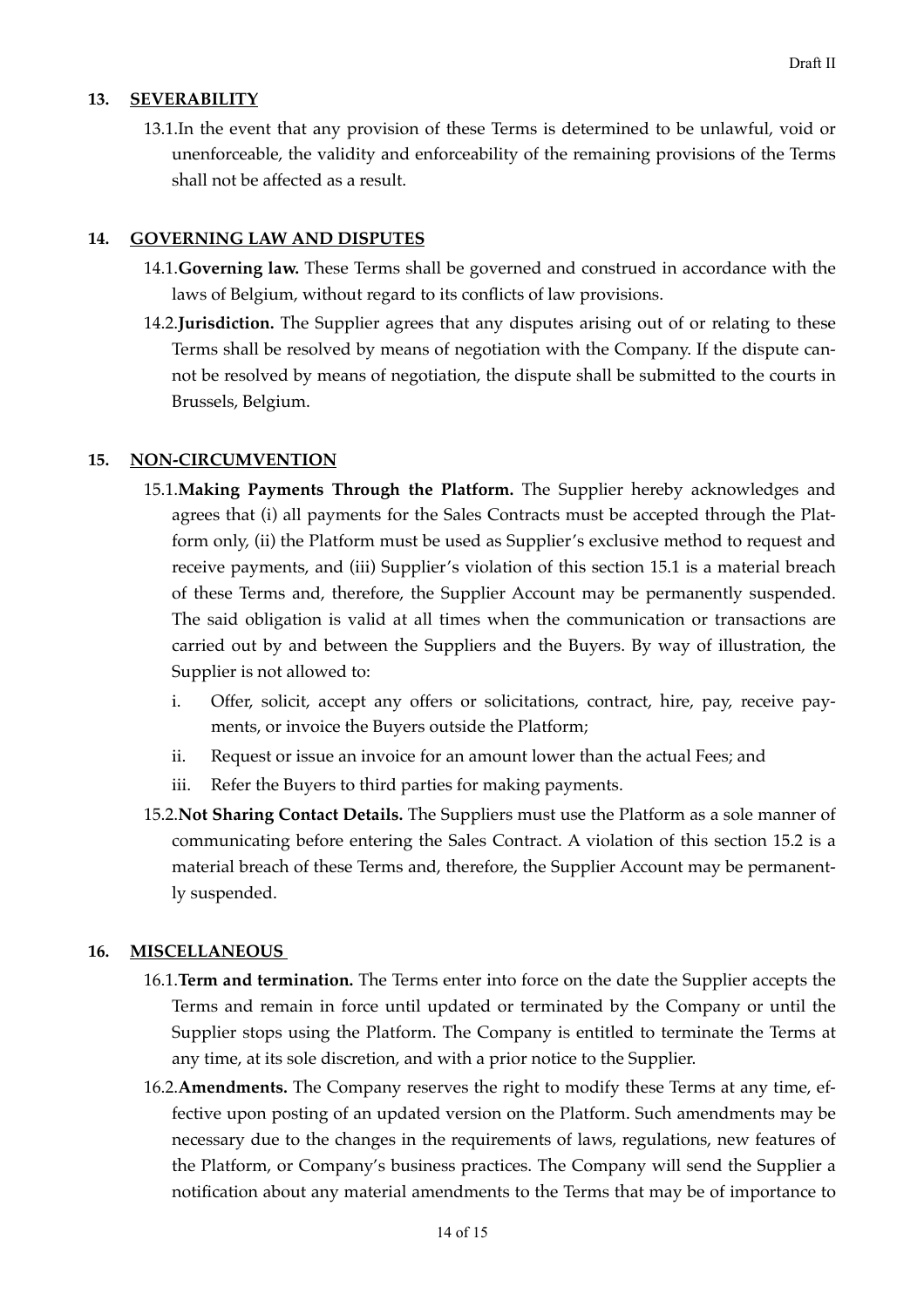## 13. SEVERABILITY

13.1. In the event that any provision of these Terms is determined to be unlawful, void or unenforceable, the validity and enforceability of the remaining provisions of the Terms shall not be affected as a result.

## 14. GOVERNING LAW AND DISPUTES

14.1. **Governing law.** These Terms shall be governed and construed in accordance with the laws of Belgium, without regard to its conflicts of law provisions.

14.2. **Jurisdiction.** The Supplier agrees that any disputes arising out of or relating to these Terms shall be resolved by means of negotiation with the Company. If the dispute cannot be resolved by means of negotiation, the dispute shall be submitted to the courts in Brussels, Belgium.

## 15. NON-CIRCUMVENTION

15.1. **Making Payments Through the Platform.** The Supplier hereby acknowledges and agrees that (i) all payments for the Sales Contracts must be accepted through the Platform only, (ii) the Platform must be used as Supplier's exclusive method to request and receive payments, and (iii) Supplier's violation of this section 15.1 is a material breach of these Terms and, therefore, the Supplier Account may be permanently suspended. The said obligation is valid at all times when the communication or transactions are carried out by and between the Suppliers and the Buyers. By way of illustration, the Supplier is not allowed to:

i. Offer, solicit, accept any offers or solicitations, contract, hire, pay, receive payments, or invoice the Buyers outside the Platform;

ii. Request or issue an invoice for an amount lower than the actual Fees; and

iii. Refer the Buyers to third parties for making payments.

15.2. **Not Sharing Contact Details.** The Suppliers must use the Platform as a sole manner of communicating before entering the Sales Contract. A violation of this section 15.2 is a material breach of these Terms and, therefore, the Supplier Account may be permanently suspended.

## 16. MISCELLANEOUS

16.1. **Term and termination.** The Terms enter into force on the date the Supplier accepts the Terms and remain in force until updated or terminated by the Company or until the Supplier stops using the Platform. The Company is entitled to terminate the Terms at any time, at its sole discretion, and with a prior notice to the Supplier.

16.2. **Amendments.** The Company reserves the right to modify these Terms at any time, effective upon posting of an updated version on the Platform. Such amendments may be necessary due to the changes in the requirements of laws, regulations, new features of the Platform, or Company's business practices. The Company will send the Supplier a notification about any material amendments to the Terms that may be of importance to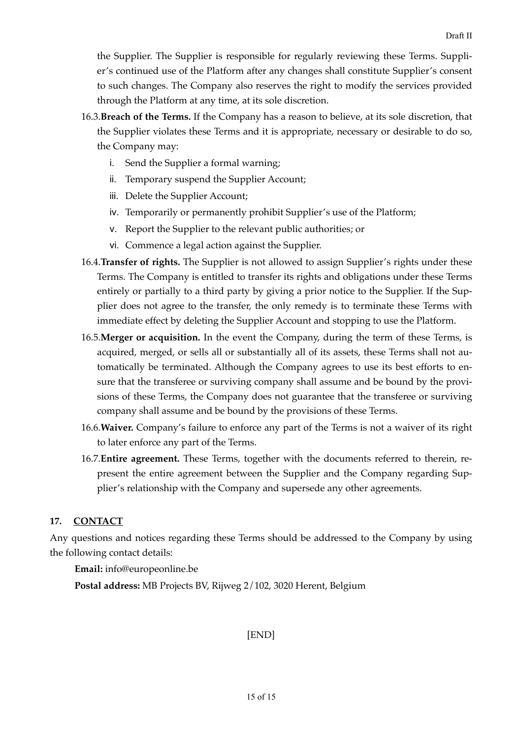the Supplier. The Supplier is responsible for regularly reviewing these Terms. Supplier's continued use of the Platform after any changes shall constitute Supplier's consent to such changes. The Company also reserves the right to modify the services provided through the Platform at any time, at its sole discretion.

16.3. **Breach of the Terms.** If the Company has a reason to believe, at its sole discretion, that the Supplier violates these Terms and it is appropriate, necessary or desirable to do so, the Company may:

i. Send the Supplier a formal warning;

ii. Temporary suspend the Supplier Account;

iii. Delete the Supplier Account;

iv. Temporarily or permanently prohibit Supplier's use of the Platform;

v. Report the Supplier to the relevant public authorities; or

vi. Commence a legal action against the Supplier.

16.4. **Transfer of rights.** The Supplier is not allowed to assign Supplier's rights under these Terms. The Company is entitled to transfer its rights and obligations under these Terms entirely or partially to a third party by giving a prior notice to the Supplier. If the Supplier does not agree to the transfer, the only remedy is to terminate these Terms with immediate effect by deleting the Supplier Account and stopping to use the Platform.

16.5. **Merger or acquisition.** In the event the Company, during the term of these Terms, is acquired, merged, or sells all or substantially all of its assets, these Terms shall not automatically be terminated. Although the Company agrees to use its best efforts to ensure that the transferee or surviving company shall assume and be bound by the provisions of these Terms, the Company does not guarantee that the transferee or surviving company shall assume and be bound by the provisions of these Terms.

16.6. **Waiver.** Company's failure to enforce any part of the Terms is not a waiver of its right to later enforce any part of the Terms.

16.7. **Entire agreement.** These Terms, together with the documents referred to therein, represent the entire agreement between the Supplier and the Company regarding Supplier's relationship with the Company and supersede any other agreements.

## 17. CONTACT

Any questions and notices regarding these Terms should be addressed to the Company by using the following contact details:

**Email:** info@europeonline.be

**Postal address:** MB Projects BV, Rijweg 2/102, 3020 Herent, Belgium

[END]